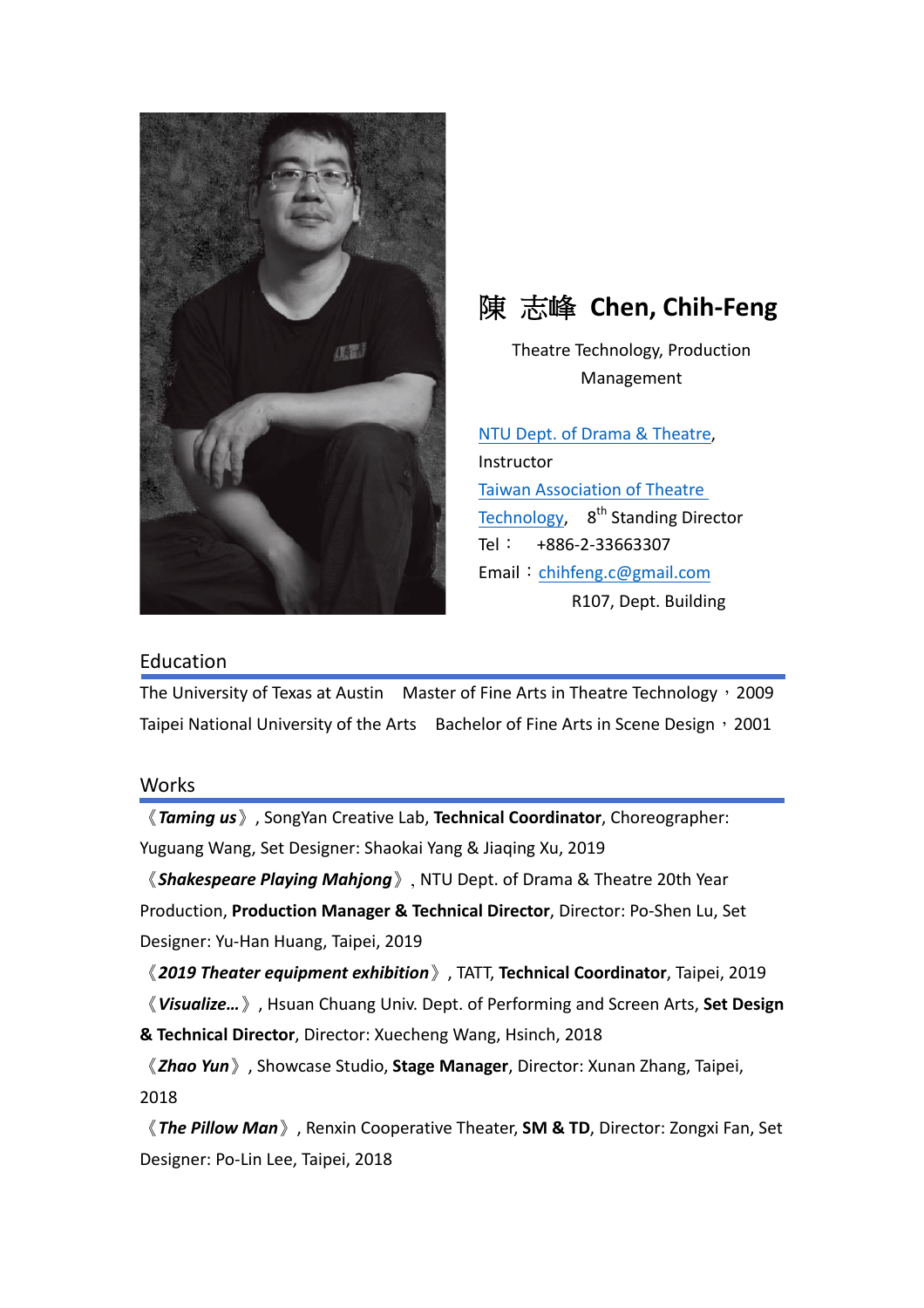# 陳 志峰 Chen, Chih-Feng

Theatre Technology, Production Management

NTU Dept. of Drama & Theatre, Instructor

Taiwan Association of Theatre Technology, 8th Standing Director

Tel： +886-2-33663307

Email：chihfeng.c@gmail.com

R107, Dept. Building

## Education

The University of Texas at Austin Master of Fine Arts in Theatre Technology，2009

Taipei National University of the Arts Bachelor of Fine Arts in Scene Design，2001

## Works

《***Taming us***》, SongYan Creative Lab, **Technical Coordinator**, Choreographer: Yuguang Wang, Set Designer: Shaokai Yang & Jiaqing Xu, 2019

《***Shakespeare Playing Mahjong***》, NTU Dept. of Drama & Theatre 20th Year Production, **Production Manager & Technical Director**, Director: Po-Shen Lu, Set Designer: Yu-Han Huang, Taipei, 2019

《***2019 Theater equipment exhibition***》, TATT, **Technical Coordinator**, Taipei, 2019

《***Visualize…***》, Hsuan Chuang Univ. Dept. of Performing and Screen Arts, **Set Design & Technical Director**, Director: Xuecheng Wang, Hsinch, 2018

《***Zhao Yun***》, Showcase Studio, **Stage Manager**, Director: Xunan Zhang, Taipei, 2018

《***The Pillow Man***》, Renxin Cooperative Theater, **SM & TD**, Director: Zongxi Fan, Set Designer: Po-Lin Lee, Taipei, 2018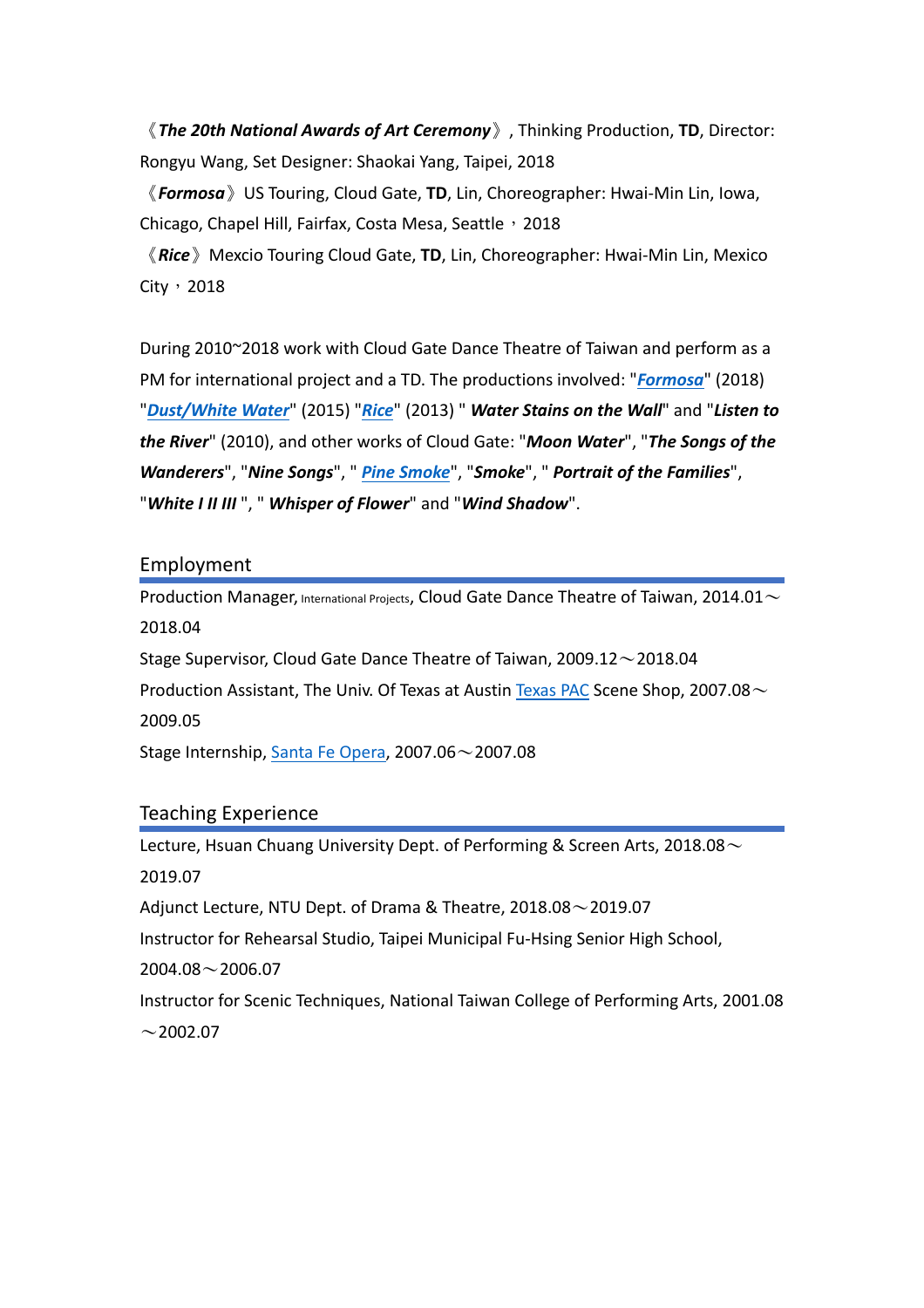《***The 20th National Awards of Art Ceremony***》, Thinking Production, **TD**, Director: Rongyu Wang, Set Designer: Shaokai Yang, Taipei, 2018

《***Formosa***》 US Touring, Cloud Gate, **TD**, Lin, Choreographer: Hwai-Min Lin, Iowa, Chicago, Chapel Hill, Fairfax, Costa Mesa, Seattle，2018

《***Rice***》 Mexcio Touring Cloud Gate, **TD**, Lin, Choreographer: Hwai-Min Lin, Mexico City，2018

During 2010~2018 work with Cloud Gate Dance Theatre of Taiwan and perform as a PM for international project and a TD. The productions involved: "***Formosa***" (2018) "***Dust/White Water***" (2015) "***Rice***" (2013) " ***Water Stains on the Wall***" and "***Listen to the River***" (2010), and other works of Cloud Gate: "***Moon Water***", "***The Songs of the Wanderers***", "***Nine Songs***", " ***Pine Smoke***", "***Smoke***", " ***Portrait of the Families***", "***White I II III*** ", " ***Whisper of Flower***" and "***Wind Shadow***".

## Employment

Production Manager, International Projects, Cloud Gate Dance Theatre of Taiwan, 2014.01～2018.04

Stage Supervisor, Cloud Gate Dance Theatre of Taiwan, 2009.12～2018.04

Production Assistant, The Univ. Of Texas at Austin Texas PAC Scene Shop, 2007.08～2009.05

Stage Internship, Santa Fe Opera, 2007.06～2007.08

## Teaching Experience

Lecture, Hsuan Chuang University Dept. of Performing & Screen Arts, 2018.08～2019.07

Adjunct Lecture, NTU Dept. of Drama & Theatre, 2018.08～2019.07

Instructor for Rehearsal Studio, Taipei Municipal Fu-Hsing Senior High School, 2004.08～2006.07

Instructor for Scenic Techniques, National Taiwan College of Performing Arts, 2001.08～2002.07